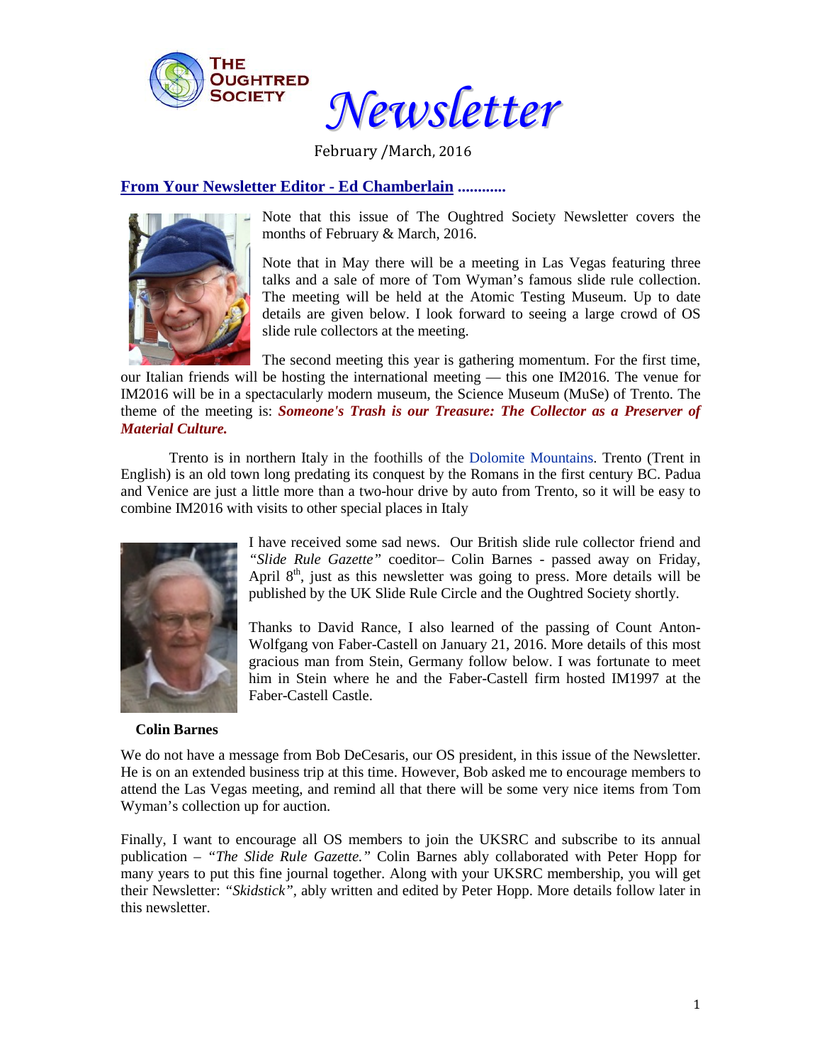# The Oughtred Society *Newsletter*

February /March, 2016

## From Your Newsletter Editor - Ed Chamberlain ............

Note that this issue of The Oughtred Society Newsletter covers the months of February & March, 2016.

Note that in May there will be a meeting in Las Vegas featuring three talks and a sale of more of Tom Wyman's famous slide rule collection. The meeting will be held at the Atomic Testing Museum. Up to date details are given below. I look forward to seeing a large crowd of OS slide rule collectors at the meeting.

The second meeting this year is gathering momentum. For the first time, our Italian friends will be hosting the international meeting — this one IM2016. The venue for IM2016 will be in a spectacularly modern museum, the Science Museum (MuSe) of Trento. The theme of the meeting is: ***Someone's Trash is our Treasure: The Collector as a Preserver of Material Culture.***

Trento is in northern Italy in the foothills of the Dolomite Mountains. Trento (Trent in English) is an old town long predating its conquest by the Romans in the first century BC. Padua and Venice are just a little more than a two-hour drive by auto from Trento, so it will be easy to combine IM2016 with visits to other special places in Italy

I have received some sad news. Our British slide rule collector friend and *"Slide Rule Gazette"* coeditor– Colin Barnes - passed away on Friday, April 8th, just as this newsletter was going to press. More details will be published by the UK Slide Rule Circle and the Oughtred Society shortly.

Thanks to David Rance, I also learned of the passing of Count Anton-Wolfgang von Faber-Castell on January 21, 2016. More details of this most gracious man from Stein, Germany follow below. I was fortunate to meet him in Stein where he and the Faber-Castell firm hosted IM1997 at the Faber-Castell Castle.

**Colin Barnes**

We do not have a message from Bob DeCesaris, our OS president, in this issue of the Newsletter. He is on an extended business trip at this time. However, Bob asked me to encourage members to attend the Las Vegas meeting, and remind all that there will be some very nice items from Tom Wyman's collection up for auction.

Finally, I want to encourage all OS members to join the UKSRC and subscribe to its annual publication – *"The Slide Rule Gazette."* Colin Barnes ably collaborated with Peter Hopp for many years to put this fine journal together. Along with your UKSRC membership, you will get their Newsletter: *"Skidstick"*, ably written and edited by Peter Hopp. More details follow later in this newsletter.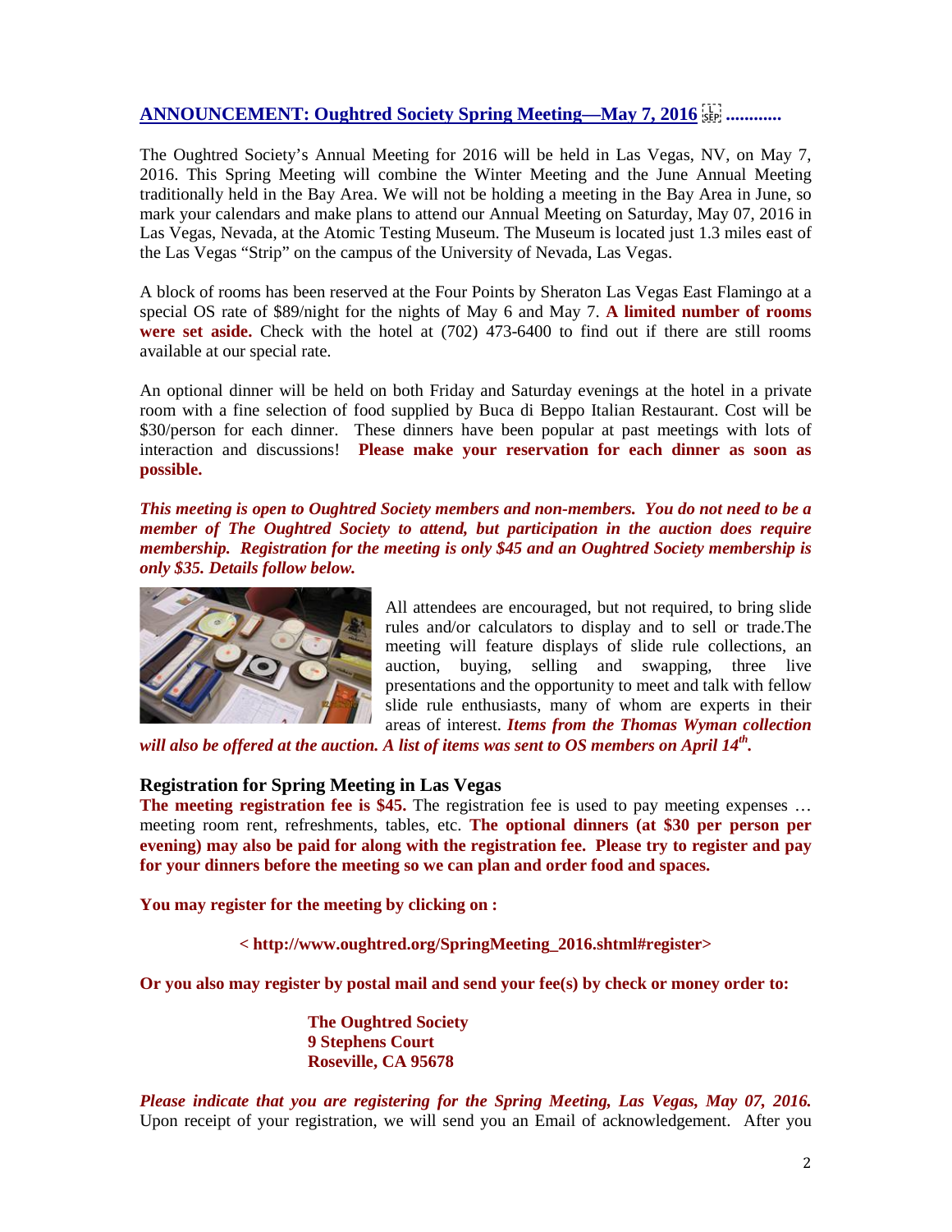## ANNOUNCEMENT: Oughtred Society Spring Meeting—May 7, 2016 ............

The Oughtred Society's Annual Meeting for 2016 will be held in Las Vegas, NV, on May 7, 2016. This Spring Meeting will combine the Winter Meeting and the June Annual Meeting traditionally held in the Bay Area. We will not be holding a meeting in the Bay Area in June, so mark your calendars and make plans to attend our Annual Meeting on Saturday, May 07, 2016 in Las Vegas, Nevada, at the Atomic Testing Museum. The Museum is located just 1.3 miles east of the Las Vegas "Strip" on the campus of the University of Nevada, Las Vegas.

A block of rooms has been reserved at the Four Points by Sheraton Las Vegas East Flamingo at a special OS rate of $89/night for the nights of May 6 and May 7. **A limited number of rooms were set aside.** Check with the hotel at (702) 473-6400 to find out if there are still rooms available at our special rate.

An optional dinner will be held on both Friday and Saturday evenings at the hotel in a private room with a fine selection of food supplied by Buca di Beppo Italian Restaurant. Cost will be $30/person for each dinner. These dinners have been popular at past meetings with lots of interaction and discussions! **Please make your reservation for each dinner as soon as possible.**

***This meeting is open to Oughtred Society members and non-members. You do not need to be a member of The Oughtred Society to attend, but participation in the auction does require membership. Registration for the meeting is only $45 and an Oughtred Society membership is only $35. Details follow below.***

All attendees are encouraged, but not required, to bring slide rules and/or calculators to display and to sell or trade.The meeting will feature displays of slide rule collections, an auction, buying, selling and swapping, three live presentations and the opportunity to meet and talk with fellow slide rule enthusiasts, many of whom are experts in their areas of interest. ***Items from the Thomas Wyman collection will also be offered at the auction. A list of items was sent to OS members on April 14th.***

### Registration for Spring Meeting in Las Vegas

**The meeting registration fee is $45.** The registration fee is used to pay meeting expenses … meeting room rent, refreshments, tables, etc. **The optional dinners (at $30 per person per evening) may also be paid for along with the registration fee. Please try to register and pay for your dinners before the meeting so we can plan and order food and spaces.**

**You may register for the meeting by clicking on :**

**< http://www.oughtred.org/SpringMeeting_2016.shtml#register>**

**Or you also may register by postal mail and send your fee(s) by check or money order to:**

**The Oughtred Society**
**9 Stephens Court**
**Roseville, CA 95678**

***Please indicate that you are registering for the Spring Meeting, Las Vegas, May 07, 2016.*** Upon receipt of your registration, we will send you an Email of acknowledgement. After you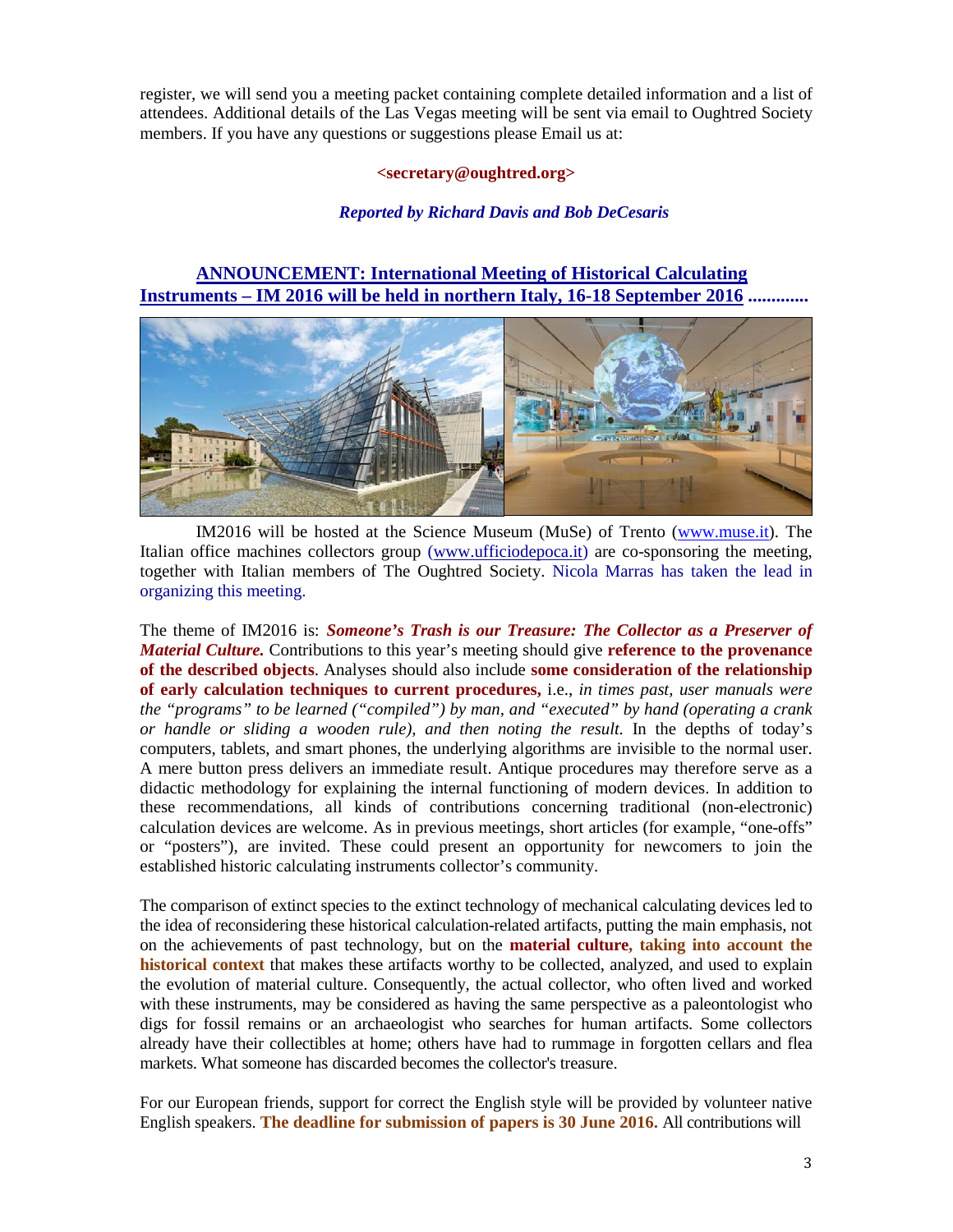register, we will send you a meeting packet containing complete detailed information and a list of attendees. Additional details of the Las Vegas meeting will be sent via email to Oughtred Society members. If you have any questions or suggestions please Email us at:

**<secretary@oughtred.org>**

***Reported by Richard Davis and Bob DeCesaris***

## ANNOUNCEMENT: International Meeting of Historical Calculating Instruments – IM 2016 will be held in northern Italy, 16-18 September 2016 ............

IM2016 will be hosted at the Science Museum (MuSe) of Trento (www.muse.it). The Italian office machines collectors group (www.ufficiodepoca.it) are co-sponsoring the meeting, together with Italian members of The Oughtred Society. Nicola Marras has taken the lead in organizing this meeting.

The theme of IM2016 is: ***Someone's Trash is our Treasure: The Collector as a Preserver of Material Culture.*** Contributions to this year's meeting should give **reference to the provenance of the described objects**. Analyses should also include **some consideration of the relationship of early calculation techniques to current procedures,** i.e., *in times past, user manuals were the "programs" to be learned ("compiled") by man, and "executed" by hand (operating a crank or handle or sliding a wooden rule), and then noting the result.* In the depths of today's computers, tablets, and smart phones, the underlying algorithms are invisible to the normal user. A mere button press delivers an immediate result. Antique procedures may therefore serve as a didactic methodology for explaining the internal functioning of modern devices. In addition to these recommendations, all kinds of contributions concerning traditional (non-electronic) calculation devices are welcome. As in previous meetings, short articles (for example, "one-offs" or "posters"), are invited. These could present an opportunity for newcomers to join the established historic calculating instruments collector's community.

The comparison of extinct species to the extinct technology of mechanical calculating devices led to the idea of reconsidering these historical calculation-related artifacts, putting the main emphasis, not on the achievements of past technology, but on the **material culture, taking into account the historical context** that makes these artifacts worthy to be collected, analyzed, and used to explain the evolution of material culture. Consequently, the actual collector, who often lived and worked with these instruments, may be considered as having the same perspective as a paleontologist who digs for fossil remains or an archaeologist who searches for human artifacts. Some collectors already have their collectibles at home; others have had to rummage in forgotten cellars and flea markets. What someone has discarded becomes the collector's treasure.

For our European friends, support for correct the English style will be provided by volunteer native English speakers. **The deadline for submission of papers is 30 June 2016.** All contributions will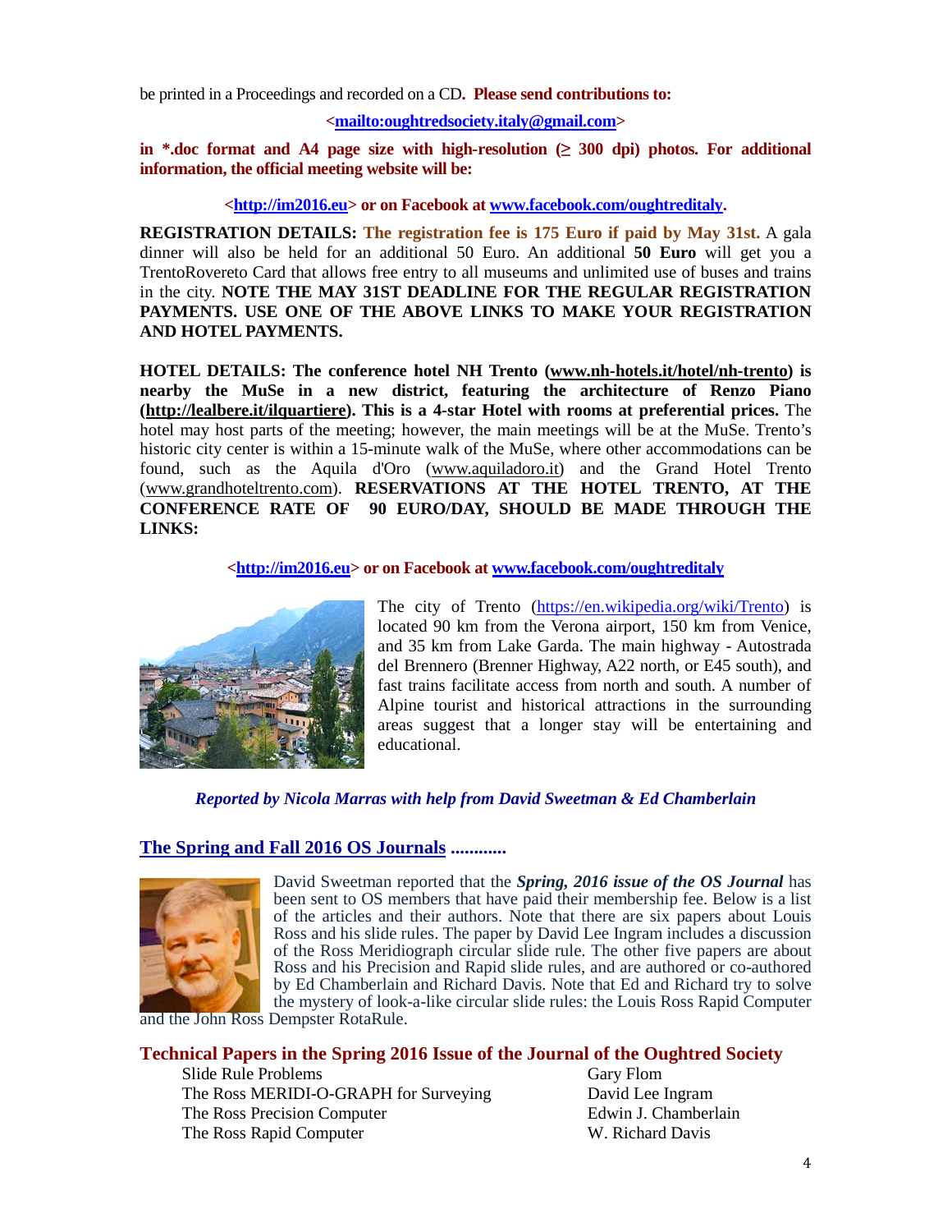be printed in a Proceedings and recorded on a CD**. Please send contributions to:**

**<mailto:oughtredsociety.italy@gmail.com>**

**in *.doc format and A4 page size with high-resolution (≥ 300 dpi) photos. For additional information, the official meeting website will be:**

**<http://im2016.eu> or on Facebook at www.facebook.com/oughtreditaly.**

**REGISTRATION DETAILS: The registration fee is 175 Euro if paid by May 31st.** A gala dinner will also be held for an additional 50 Euro. An additional **50 Euro** will get you a TrentoRovereto Card that allows free entry to all museums and unlimited use of buses and trains in the city. **NOTE THE MAY 31ST DEADLINE FOR THE REGULAR REGISTRATION PAYMENTS. USE ONE OF THE ABOVE LINKS TO MAKE YOUR REGISTRATION AND HOTEL PAYMENTS.**

**HOTEL DETAILS: The conference hotel NH Trento (www.nh-hotels.it/hotel/nh-trento) is nearby the MuSe in a new district, featuring the architecture of Renzo Piano (http://lealbere.it/ilquartiere). This is a 4-star Hotel with rooms at preferential prices.** The hotel may host parts of the meeting; however, the main meetings will be at the MuSe. Trento's historic city center is within a 15-minute walk of the MuSe, where other accommodations can be found, such as the Aquila d'Oro (www.aquiladoro.it) and the Grand Hotel Trento (www.grandhoteltrento.com). **RESERVATIONS AT THE HOTEL TRENTO, AT THE CONFERENCE RATE OF 90 EURO/DAY, SHOULD BE MADE THROUGH THE LINKS:**

**<http://im2016.eu> or on Facebook at www.facebook.com/oughtreditaly**

The city of Trento (https://en.wikipedia.org/wiki/Trento) is located 90 km from the Verona airport, 150 km from Venice, and 35 km from Lake Garda. The main highway - Autostrada del Brennero (Brenner Highway, A22 north, or E45 south), and fast trains facilitate access from north and south. A number of Alpine tourist and historical attractions in the surrounding areas suggest that a longer stay will be entertaining and educational.

***Reported by Nicola Marras with help from David Sweetman & Ed Chamberlain***

## The Spring and Fall 2016 OS Journals ............

David Sweetman reported that the ***Spring, 2016 issue of the OS Journal*** has been sent to OS members that have paid their membership fee. Below is a list of the articles and their authors. Note that there are six papers about Louis Ross and his slide rules. The paper by David Lee Ingram includes a discussion of the Ross Meridiograph circular slide rule. The other five papers are about Ross and his Precision and Rapid slide rules, and are authored or co-authored by Ed Chamberlain and Richard Davis. Note that Ed and Richard try to solve the mystery of look-a-like circular slide rules: the Louis Ross Rapid Computer and the John Ross Dempster RotaRule.

### Technical Papers in the Spring 2016 Issue of the Journal of the Oughtred Society

| | |
|---|---|
| Slide Rule Problems | Gary Flom |
| The Ross MERIDI-O-GRAPH for Surveying | David Lee Ingram |
| The Ross Precision Computer | Edwin J. Chamberlain |
| The Ross Rapid Computer | W. Richard Davis |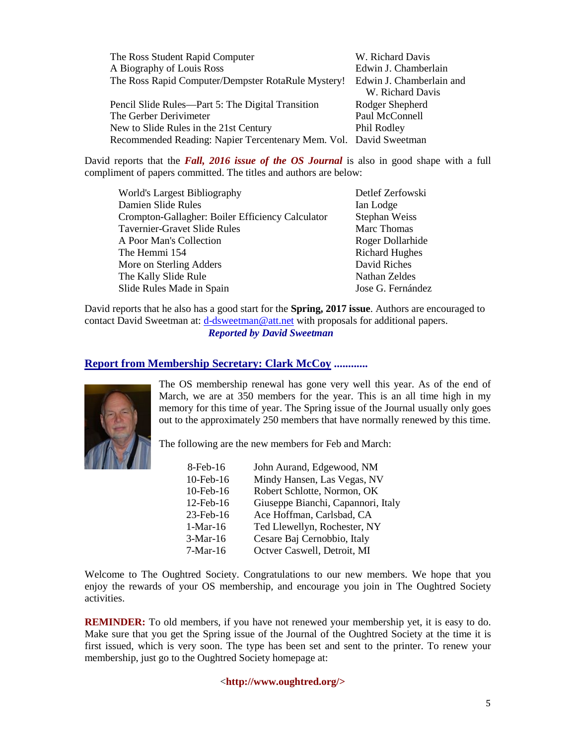| | |
|---|---|
| The Ross Student Rapid Computer | W. Richard Davis |
| A Biography of Louis Ross | Edwin J. Chamberlain |
| The Ross Rapid Computer/Dempster RotaRule Mystery! | Edwin J. Chamberlain and W. Richard Davis |
| Pencil Slide Rules—Part 5: The Digital Transition | Rodger Shepherd |
| The Gerber Derivimeter | Paul McConnell |
| New to Slide Rules in the 21st Century | Phil Rodley |
| Recommended Reading: Napier Tercentenary Mem. Vol. | David Sweetman |

David reports that the ***Fall, 2016 issue of the OS Journal*** is also in good shape with a full compliment of papers committed. The titles and authors are below:

| | |
|---|---|
| World's Largest Bibliography | Detlef Zerfowski |
| Damien Slide Rules | Ian Lodge |
| Crompton-Gallagher: Boiler Efficiency Calculator | Stephan Weiss |
| Tavernier-Gravet Slide Rules | Marc Thomas |
| A Poor Man's Collection | Roger Dollarhide |
| The Hemmi 154 | Richard Hughes |
| More on Sterling Adders | David Riches |
| The Kally Slide Rule | Nathan Zeldes |
| Slide Rules Made in Spain | Jose G. Fernández |

David reports that he also has a good start for the **Spring, 2017 issue**. Authors are encouraged to contact David Sweetman at: d-dsweetman@att.net with proposals for additional papers.

***Reported by David Sweetman***

## Report from Membership Secretary: Clark McCoy ............

The OS membership renewal has gone very well this year. As of the end of March, we are at 350 members for the year. This is an all time high in my memory for this time of year. The Spring issue of the Journal usually only goes out to the approximately 250 members that have normally renewed by this time.

The following are the new members for Feb and March:

| | |
|---|---|
| 8-Feb-16 | John Aurand, Edgewood, NM |
| 10-Feb-16 | Mindy Hansen, Las Vegas, NV |
| 10-Feb-16 | Robert Schlotte, Normon, OK |
| 12-Feb-16 | Giuseppe Bianchi, Capannori, Italy |
| 23-Feb-16 | Ace Hoffman, Carlsbad, CA |
| 1-Mar-16 | Ted Llewellyn, Rochester, NY |
| 3-Mar-16 | Cesare Baj Cernobbio, Italy |
| 7-Mar-16 | Octver Caswell, Detroit, MI |

Welcome to The Oughtred Society. Congratulations to our new members. We hope that you enjoy the rewards of your OS membership, and encourage you join in The Oughtred Society activities.

**REMINDER:** To old members, if you have not renewed your membership yet, it is easy to do. Make sure that you get the Spring issue of the Journal of the Oughtred Society at the time it is first issued, which is very soon. The type has been set and sent to the printer. To renew your membership, just go to the Oughtred Society homepage at:

**<http://www.oughtred.org/>**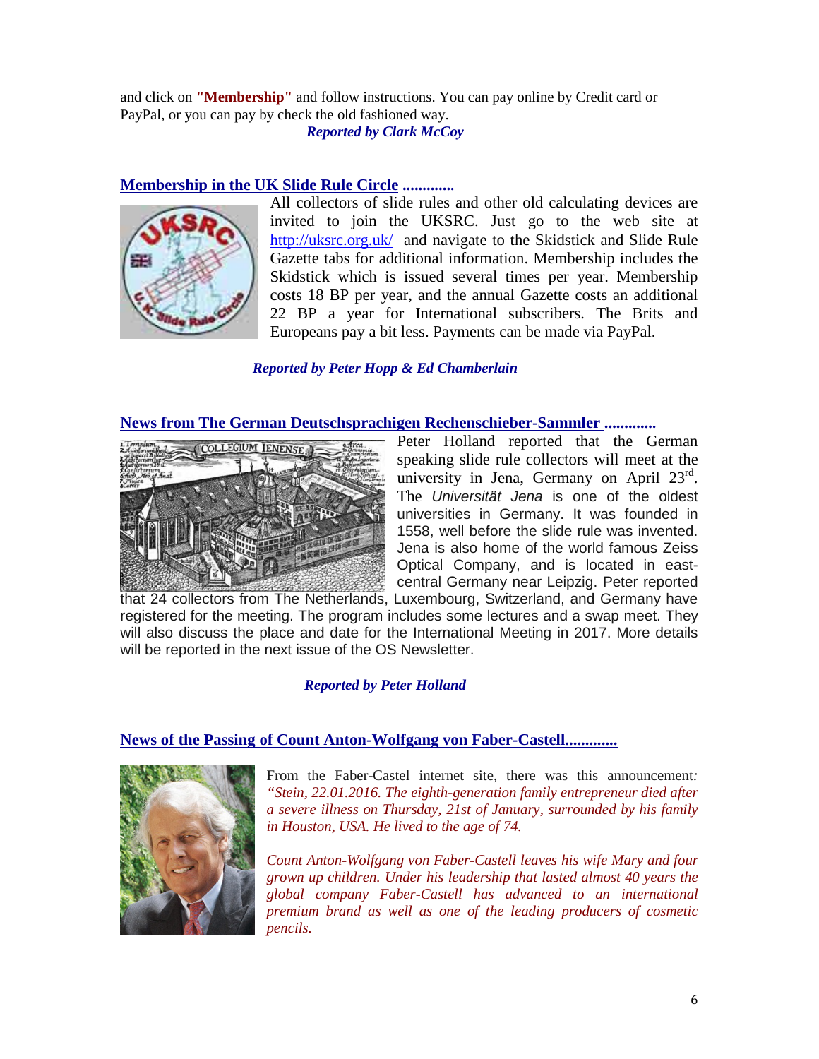and click on **"Membership"** and follow instructions. You can pay online by Credit card or PayPal, or you can pay by check the old fashioned way.

***Reported by Clark McCoy***

## Membership in the UK Slide Rule Circle .............

All collectors of slide rules and other old calculating devices are invited to join the UKSRC. Just go to the web site at http://uksrc.org.uk/ and navigate to the Skidstick and Slide Rule Gazette tabs for additional information. Membership includes the Skidstick which is issued several times per year. Membership costs 18 BP per year, and the annual Gazette costs an additional 22 BP a year for International subscribers. The Brits and Europeans pay a bit less. Payments can be made via PayPal.

***Reported by Peter Hopp & Ed Chamberlain***

## News from The German Deutschsprachigen Rechenschieber-Sammler .............

Peter Holland reported that the German speaking slide rule collectors will meet at the university in Jena, Germany on April 23rd. The *Universität Jena* is one of the oldest universities in Germany. It was founded in 1558, well before the slide rule was invented. Jena is also home of the world famous Zeiss Optical Company, and is located in east-central Germany near Leipzig. Peter reported that 24 collectors from The Netherlands, Luxembourg, Switzerland, and Germany have registered for the meeting. The program includes some lectures and a swap meet. They will also discuss the place and date for the International Meeting in 2017. More details will be reported in the next issue of the OS Newsletter.

***Reported by Peter Holland***

## News of the Passing of Count Anton-Wolfgang von Faber-Castell.............

From the Faber-Castel internet site, there was this announcement: *"Stein, 22.01.2016. The eighth-generation family entrepreneur died after a severe illness on Thursday, 21st of January, surrounded by his family in Houston, USA. He lived to the age of 74.*

*Count Anton-Wolfgang von Faber-Castell leaves his wife Mary and four grown up children. Under his leadership that lasted almost 40 years the global company Faber-Castell has advanced to an international premium brand as well as one of the leading producers of cosmetic pencils.*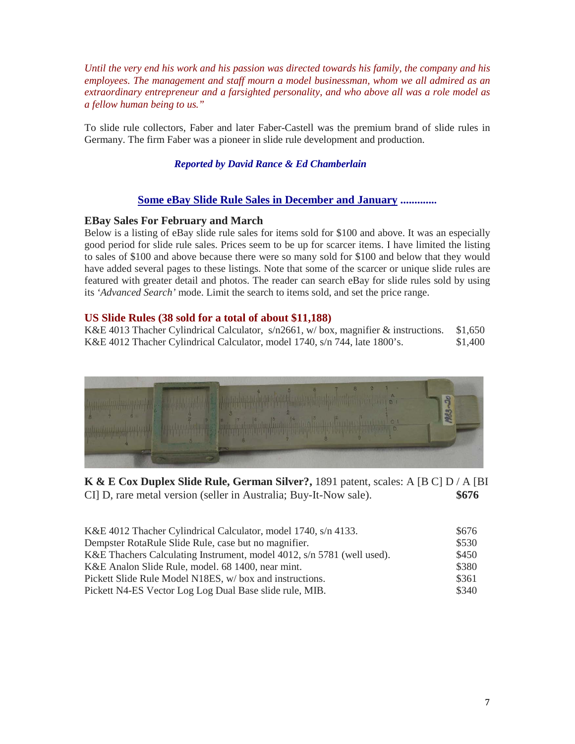*Until the very end his work and his passion was directed towards his family, the company and his employees. The management and staff mourn a model businessman, whom we all admired as an extraordinary entrepreneur and a farsighted personality, and who above all was a role model as a fellow human being to us."*

To slide rule collectors, Faber and later Faber-Castell was the premium brand of slide rules in Germany. The firm Faber was a pioneer in slide rule development and production.

***Reported by David Rance & Ed Chamberlain***

## Some eBay Slide Rule Sales in December and January .............

### EBay Sales For February and March

Below is a listing of eBay slide rule sales for items sold for $100 and above. It was an especially good period for slide rule sales. Prices seem to be up for scarcer items. I have limited the listing to sales of $100 and above because there were so many sold for $100 and below that they would have added several pages to these listings. Note that some of the scarcer or unique slide rules are featured with greater detail and photos. The reader can search eBay for slide rules sold by using its *'Advanced Search'* mode. Limit the search to items sold, and set the price range.

### US Slide Rules (38 sold for a total of about $11,188)

K&E 4013 Thacher Cylindrical Calculator, s/n2661, w/ box, magnifier & instructions. $1,650
K&E 4012 Thacher Cylindrical Calculator, model 1740, s/n 744, late 1800's. $1,400

**K & E Cox Duplex Slide Rule, German Silver?,** 1891 patent, scales: A [B C] D / A [BI CI] D, rare metal version (seller in Australia; Buy-It-Now sale). **$676**

K&E 4012 Thacher Cylindrical Calculator, model 1740, s/n 4133. $676
Dempster RotaRule Slide Rule, case but no magnifier. $530
K&E Thachers Calculating Instrument, model 4012, s/n 5781 (well used). $450
K&E Analon Slide Rule, model. 68 1400, near mint. $380
Pickett Slide Rule Model N18ES, w/ box and instructions. $361
Pickett N4-ES Vector Log Log Dual Base slide rule, MIB. $340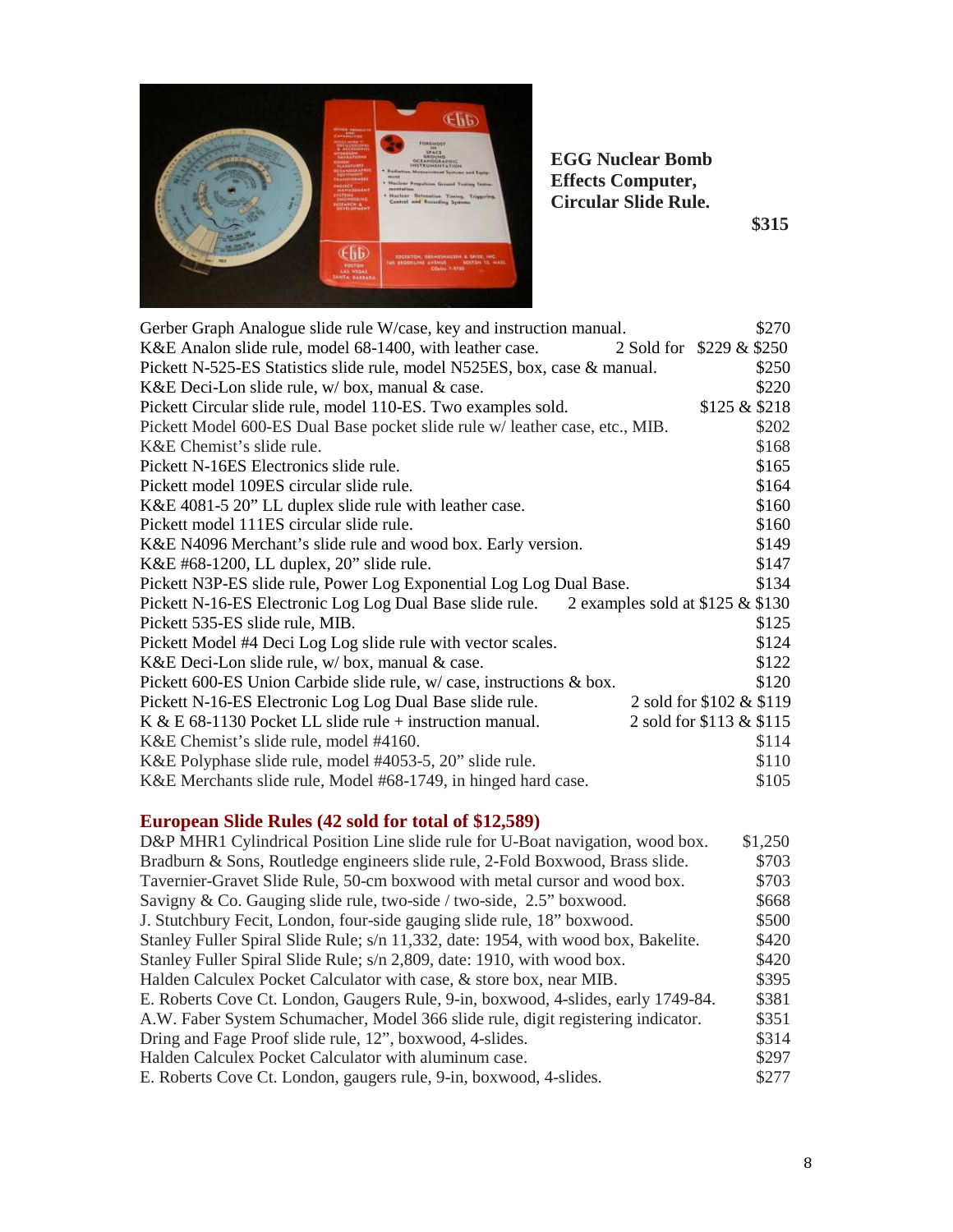**EGG Nuclear Bomb Effects Computer, Circular Slide Rule.**

**$315**

| | |
|---|---|
| Gerber Graph Analogue slide rule W/case, key and instruction manual. | $270 |
| K&E Analon slide rule, model 68-1400, with leather case. | 2 Sold for $229 & $250 |
| Pickett N-525-ES Statistics slide rule, model N525ES, box, case & manual. | $250 |
| K&E Deci-Lon slide rule, w/ box, manual & case. | $220 |
| Pickett Circular slide rule, model 110-ES. Two examples sold. | $125 & $218 |
| Pickett Model 600-ES Dual Base pocket slide rule w/ leather case, etc., MIB. | $202 |
| K&E Chemist's slide rule. | $168 |
| Pickett N-16ES Electronics slide rule. | $165 |
| Pickett model 109ES circular slide rule. | $164 |
| K&E 4081-5 20" LL duplex slide rule with leather case. | $160 |
| Pickett model 111ES circular slide rule. | $160 |
| K&E N4096 Merchant's slide rule and wood box. Early version. | $149 |
| K&E #68-1200, LL duplex, 20" slide rule. | $147 |
| Pickett N3P-ES slide rule, Power Log Exponential Log Log Dual Base. | $134 |
| Pickett N-16-ES Electronic Log Log Dual Base slide rule. | 2 examples sold at $125 & $130 |
| Pickett 535-ES slide rule, MIB. | $125 |
| Pickett Model #4 Deci Log Log slide rule with vector scales. | $124 |
| K&E Deci-Lon slide rule, w/ box, manual & case. | $122 |
| Pickett 600-ES Union Carbide slide rule, w/ case, instructions & box. | $120 |
| Pickett N-16-ES Electronic Log Log Dual Base slide rule. | 2 sold for $102 & $119 |
| K & E 68-1130 Pocket LL slide rule + instruction manual. | 2 sold for $113 & $115 |
| K&E Chemist's slide rule, model #4160. | $114 |
| K&E Polyphase slide rule, model #4053-5, 20" slide rule. | $110 |
| K&E Merchants slide rule, Model #68-1749, in hinged hard case. | $105 |

## European Slide Rules (42 sold for total of $12,589)

| | |
|---|---|
| D&P MHR1 Cylindrical Position Line slide rule for U-Boat navigation, wood box. | $1,250 |
| Bradburn & Sons, Routledge engineers slide rule, 2-Fold Boxwood, Brass slide. | $703 |
| Tavernier-Gravet Slide Rule, 50-cm boxwood with metal cursor and wood box. | $703 |
| Savigny & Co. Gauging slide rule, two-side / two-side, 2.5" boxwood. | $668 |
| J. Stutchbury Fecit, London, four-side gauging slide rule, 18" boxwood. | $500 |
| Stanley Fuller Spiral Slide Rule; s/n 11,332, date: 1954, with wood box, Bakelite. | $420 |
| Stanley Fuller Spiral Slide Rule; s/n 2,809, date: 1910, with wood box. | $420 |
| Halden Calculex Pocket Calculator with case, & store box, near MIB. | $395 |
| E. Roberts Cove Ct. London, Gaugers Rule, 9-in, boxwood, 4-slides, early 1749-84. | $381 |
| A.W. Faber System Schumacher, Model 366 slide rule, digit registering indicator. | $351 |
| Dring and Fage Proof slide rule, 12", boxwood, 4-slides. | $314 |
| Halden Calculex Pocket Calculator with aluminum case. | $297 |
| E. Roberts Cove Ct. London, gaugers rule, 9-in, boxwood, 4-slides. | $277 |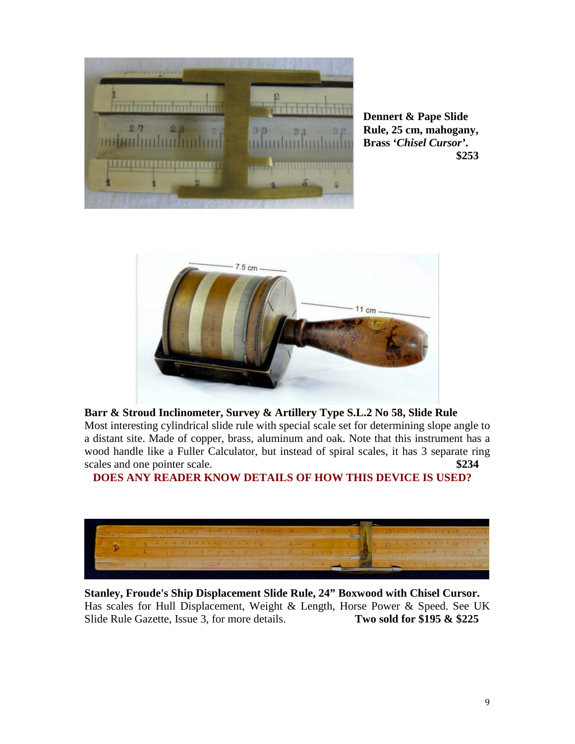**Dennert & Pape Slide Rule, 25 cm, mahogany, Brass '*Chisel Cursor*'. $253**

**Barr & Stroud Inclinometer, Survey & Artillery Type S.L.2 No 58, Slide Rule**
Most interesting cylindrical slide rule with special scale set for determining slope angle to a distant site. Made of copper, brass, aluminum and oak. Note that this instrument has a wood handle like a Fuller Calculator, but instead of spiral scales, it has 3 separate ring scales and one pointer scale. **$234**

**DOES ANY READER KNOW DETAILS OF HOW THIS DEVICE IS USED?**

**Stanley, Froude's Ship Displacement Slide Rule, 24" Boxwood with Chisel Cursor.**
Has scales for Hull Displacement, Weight & Length, Horse Power & Speed. See UK Slide Rule Gazette, Issue 3, for more details. **Two sold for $195 & $225**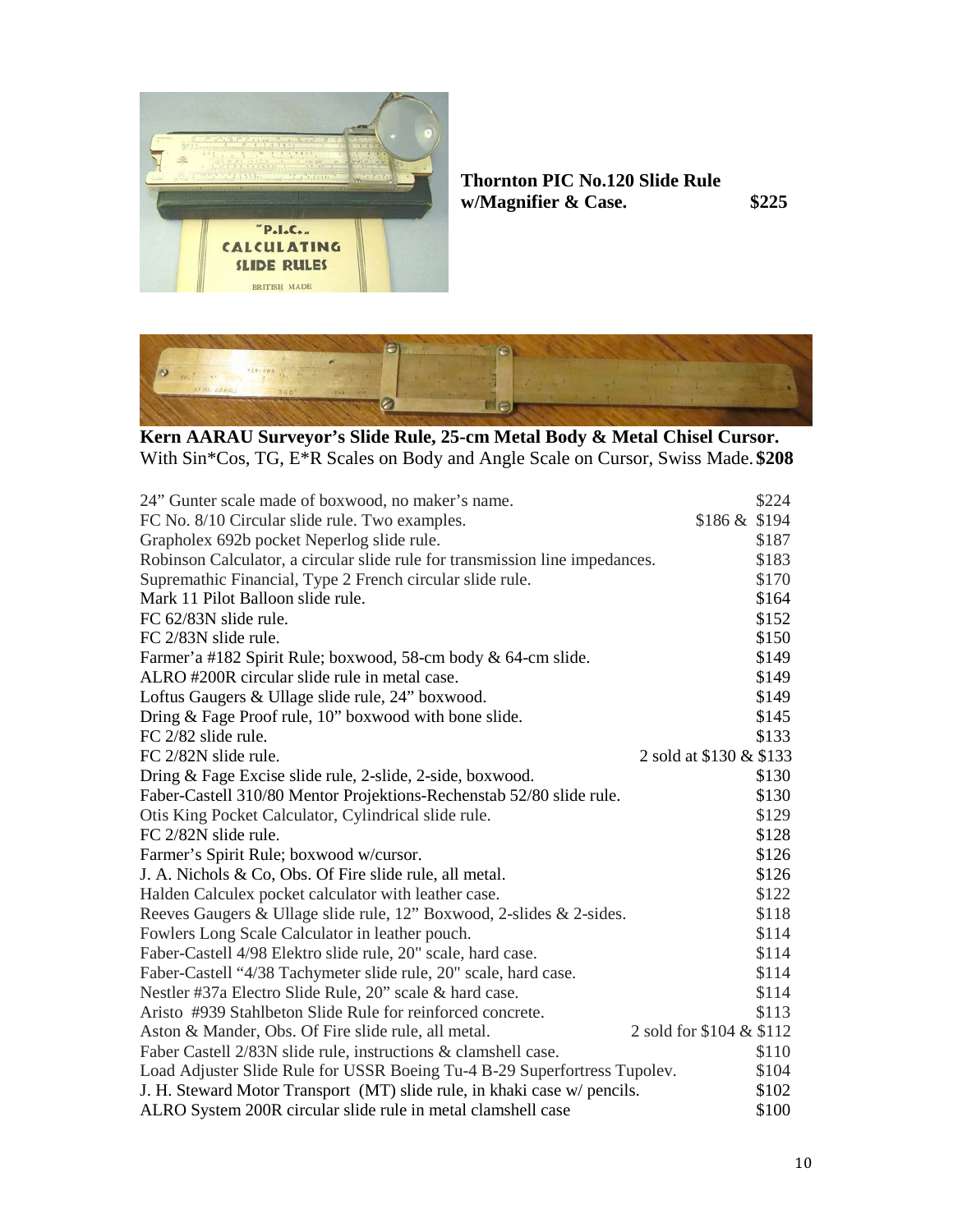**Thornton PIC No.120 Slide Rule w/Magnifier & Case.** **$225**

**Kern AARAU Surveyor's Slide Rule, 25-cm Metal Body & Metal Chisel Cursor.**
With Sin*Cos, TG, E*R Scales on Body and Angle Scale on Cursor, Swiss Made. **$208**

| | |
|---|---|
| 24" Gunter scale made of boxwood, no maker's name. | $224 |
| FC No. 8/10 Circular slide rule. Two examples. | $186 & $194 |
| Grapholex 692b pocket Neperlog slide rule. | $187 |
| Robinson Calculator, a circular slide rule for transmission line impedances. | $183 |
| Supremathic Financial, Type 2 French circular slide rule. | $170 |
| Mark 11 Pilot Balloon slide rule. | $164 |
| FC 62/83N slide rule. | $152 |
| FC 2/83N slide rule. | $150 |
| Farmer'a #182 Spirit Rule; boxwood, 58-cm body & 64-cm slide. | $149 |
| ALRO #200R circular slide rule in metal case. | $149 |
| Loftus Gaugers & Ullage slide rule, 24" boxwood. | $149 |
| Dring & Fage Proof rule, 10" boxwood with bone slide. | $145 |
| FC 2/82 slide rule. | $133 |
| FC 2/82N slide rule. | 2 sold at $130 & $133 |
| Dring & Fage Excise slide rule, 2-slide, 2-side, boxwood. | $130 |
| Faber-Castell 310/80 Mentor Projektions-Rechenstab 52/80 slide rule. | $130 |
| Otis King Pocket Calculator, Cylindrical slide rule. | $129 |
| FC 2/82N slide rule. | $128 |
| Farmer's Spirit Rule; boxwood w/cursor. | $126 |
| J. A. Nichols & Co, Obs. Of Fire slide rule, all metal. | $126 |
| Halden Calculex pocket calculator with leather case. | $122 |
| Reeves Gaugers & Ullage slide rule, 12" Boxwood, 2-slides & 2-sides. | $118 |
| Fowlers Long Scale Calculator in leather pouch. | $114 |
| Faber-Castell 4/98 Elektro slide rule, 20" scale, hard case. | $114 |
| Faber-Castell "4/38 Tachymeter slide rule, 20" scale, hard case. | $114 |
| Nestler #37a Electro Slide Rule, 20" scale & hard case. | $114 |
| Aristo #939 Stahlbeton Slide Rule for reinforced concrete. | $113 |
| Aston & Mander, Obs. Of Fire slide rule, all metal. | 2 sold for $104 & $112 |
| Faber Castell 2/83N slide rule, instructions & clamshell case. | $110 |
| Load Adjuster Slide Rule for USSR Boeing Tu-4 B-29 Superfortress Tupolev. | $104 |
| J. H. Steward Motor Transport (MT) slide rule, in khaki case w/ pencils. | $102 |
| ALRO System 200R circular slide rule in metal clamshell case | $100 |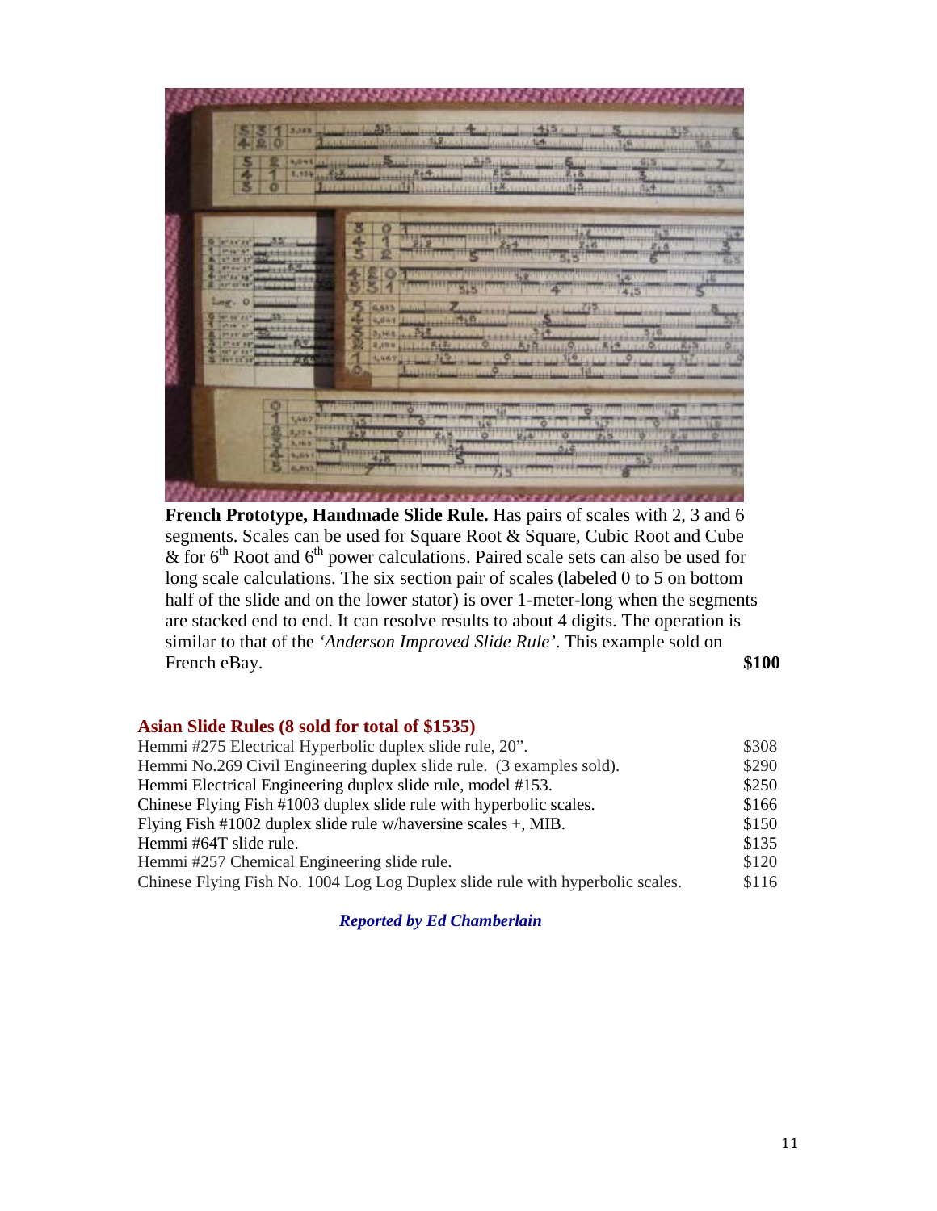**French Prototype, Handmade Slide Rule.** Has pairs of scales with 2, 3 and 6 segments. Scales can be used for Square Root & Square, Cubic Root and Cube & for 6th Root and 6th power calculations. Paired scale sets can also be used for long scale calculations. The six section pair of scales (labeled 0 to 5 on bottom half of the slide and on the lower stator) is over 1-meter-long when the segments are stacked end to end. It can resolve results to about 4 digits. The operation is similar to that of the *'Anderson Improved Slide Rule'*. This example sold on French eBay. **$100**

## Asian Slide Rules (8 sold for total of $1535)

| | |
|---|---|
| Hemmi #275 Electrical Hyperbolic duplex slide rule, 20". | $308 |
| Hemmi No.269 Civil Engineering duplex slide rule. (3 examples sold). | $290 |
| Hemmi Electrical Engineering duplex slide rule, model #153. | $250 |
| Chinese Flying Fish #1003 duplex slide rule with hyperbolic scales. | $166 |
| Flying Fish #1002 duplex slide rule w/haversine scales +, MIB. | $150 |
| Hemmi #64T slide rule. | $135 |
| Hemmi #257 Chemical Engineering slide rule. | $120 |
| Chinese Flying Fish No. 1004 Log Log Duplex slide rule with hyperbolic scales. | $116 |

***Reported by Ed Chamberlain***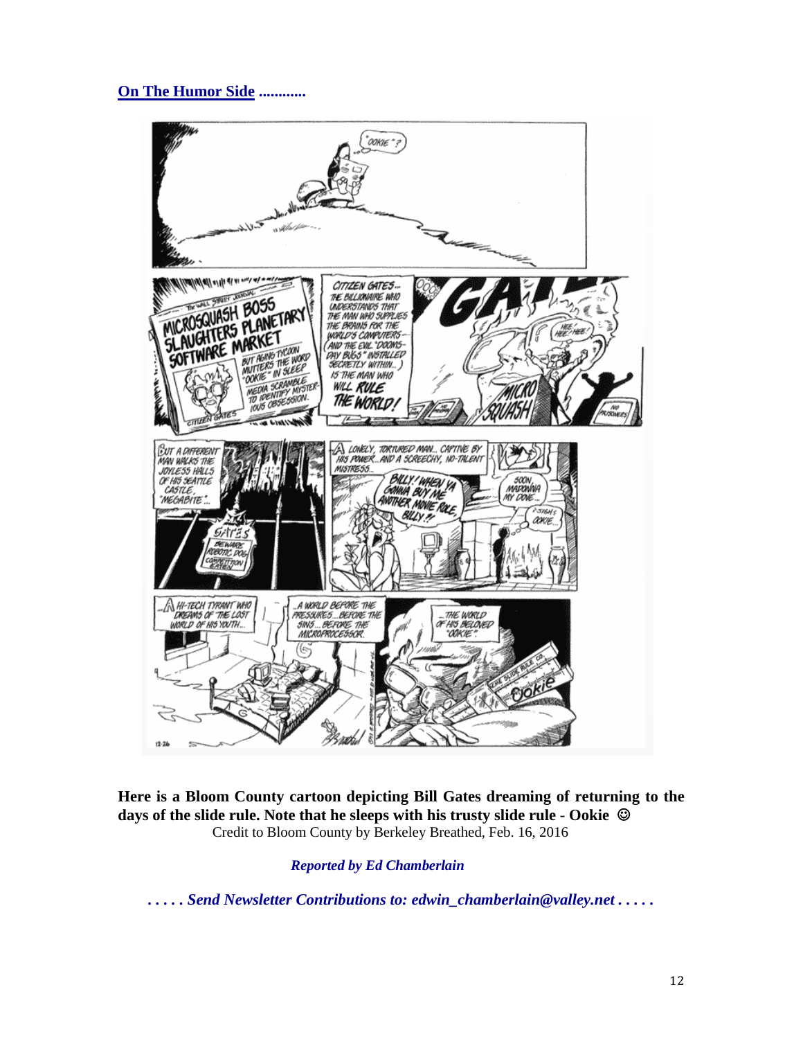**[On The Humor Side](#) ............**

**Here is a Bloom County cartoon depicting Bill Gates dreaming of returning to the days of the slide rule. Note that he sleeps with his trusty slide rule - Ookie ☺**

Credit to Bloom County by Berkeley Breathed, Feb. 16, 2016

***Reported by Ed Chamberlain***

***. . . . . Send Newsletter Contributions to: edwin_chamberlain@valley.net . . . . .***